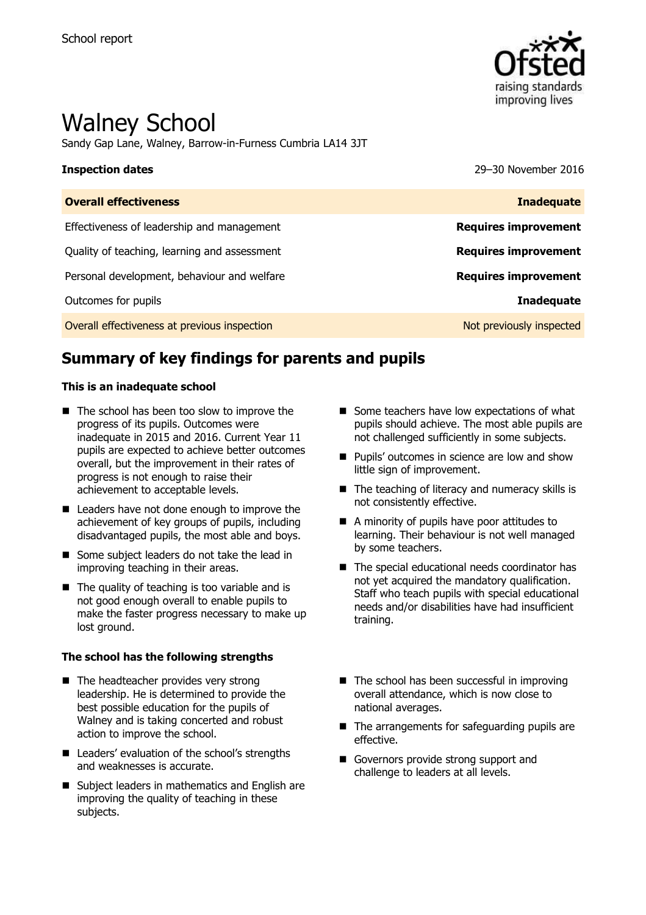School report

# Walney School

Sandy Gap Lane, Walney, Barrow-in-Furness Cumbria LA14 3JT

**Inspection dates** 29–30 November 2016

| **Overall effectiveness** | **Inadequate** |
|---|---|
| Effectiveness of leadership and management | **Requires improvement** |
| Quality of teaching, learning and assessment | **Requires improvement** |
| Personal development, behaviour and welfare | **Requires improvement** |
| Outcomes for pupils | **Inadequate** |
| Overall effectiveness at previous inspection | Not previously inspected |

## Summary of key findings for parents and pupils

**This is an inadequate school**

- The school has been too slow to improve the progress of its pupils. Outcomes were inadequate in 2015 and 2016. Current Year 11 pupils are expected to achieve better outcomes overall, but the improvement in their rates of progress is not enough to raise their achievement to acceptable levels.
- Leaders have not done enough to improve the achievement of key groups of pupils, including disadvantaged pupils, the most able and boys.
- Some subject leaders do not take the lead in improving teaching in their areas.
- The quality of teaching is too variable and is not good enough overall to enable pupils to make the faster progress necessary to make up lost ground.
- Some teachers have low expectations of what pupils should achieve. The most able pupils are not challenged sufficiently in some subjects.
- Pupils' outcomes in science are low and show little sign of improvement.
- The teaching of literacy and numeracy skills is not consistently effective.
- A minority of pupils have poor attitudes to learning. Their behaviour is not well managed by some teachers.
- The special educational needs coordinator has not yet acquired the mandatory qualification. Staff who teach pupils with special educational needs and/or disabilities have had insufficient training.

**The school has the following strengths**

- The headteacher provides very strong leadership. He is determined to provide the best possible education for the pupils of Walney and is taking concerted and robust action to improve the school.
- Leaders' evaluation of the school's strengths and weaknesses is accurate.
- Subject leaders in mathematics and English are improving the quality of teaching in these subjects.
- The school has been successful in improving overall attendance, which is now close to national averages.
- The arrangements for safeguarding pupils are effective.
- Governors provide strong support and challenge to leaders at all levels.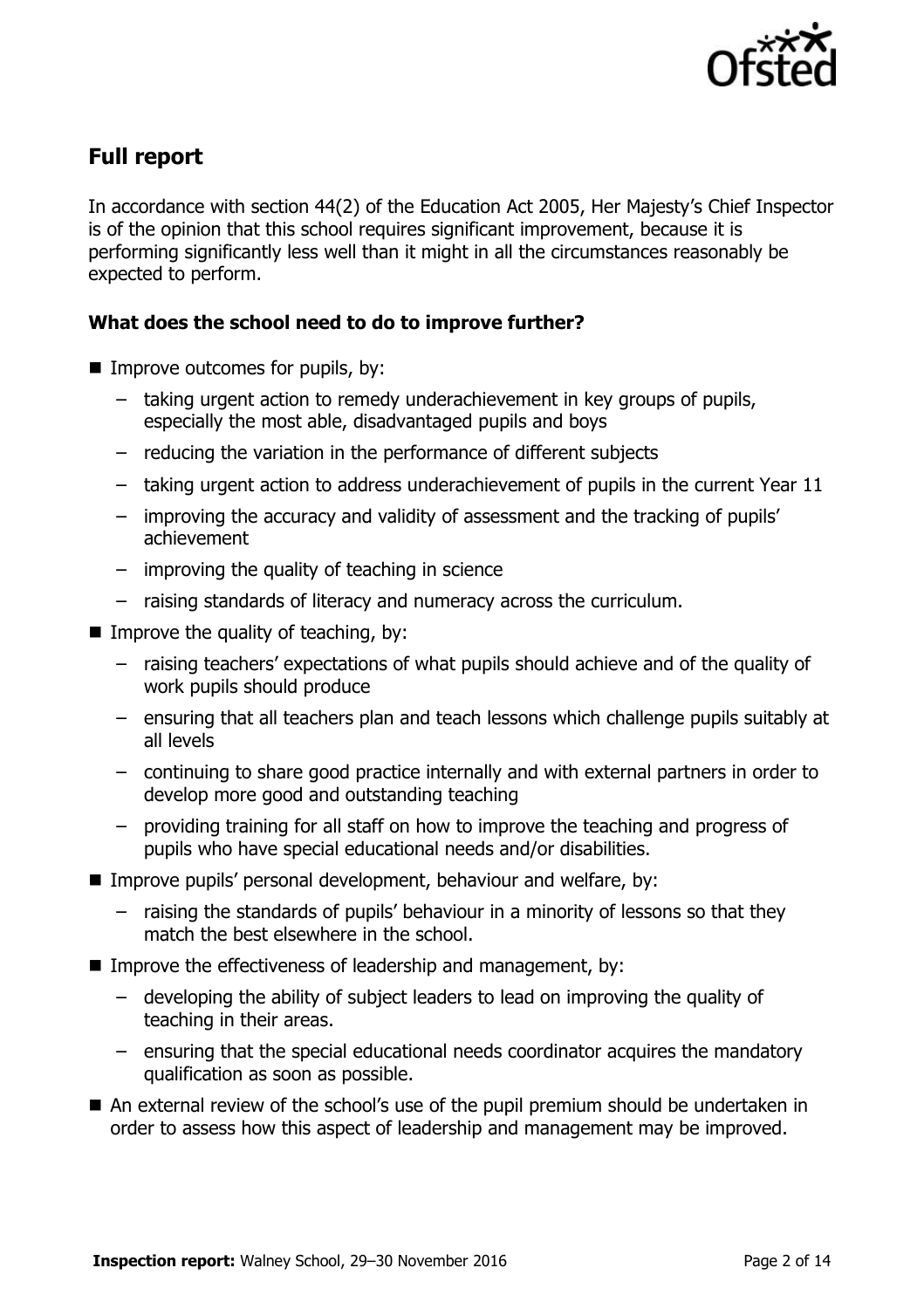## Full report

In accordance with section 44(2) of the Education Act 2005, Her Majesty's Chief Inspector is of the opinion that this school requires significant improvement, because it is performing significantly less well than it might in all the circumstances reasonably be expected to perform.

### What does the school need to do to improve further?

- Improve outcomes for pupils, by:
  - taking urgent action to remedy underachievement in key groups of pupils, especially the most able, disadvantaged pupils and boys
  - reducing the variation in the performance of different subjects
  - taking urgent action to address underachievement of pupils in the current Year 11
  - improving the accuracy and validity of assessment and the tracking of pupils' achievement
  - improving the quality of teaching in science
  - raising standards of literacy and numeracy across the curriculum.
- Improve the quality of teaching, by:
  - raising teachers' expectations of what pupils should achieve and of the quality of work pupils should produce
  - ensuring that all teachers plan and teach lessons which challenge pupils suitably at all levels
  - continuing to share good practice internally and with external partners in order to develop more good and outstanding teaching
  - providing training for all staff on how to improve the teaching and progress of pupils who have special educational needs and/or disabilities.
- Improve pupils' personal development, behaviour and welfare, by:
  - raising the standards of pupils' behaviour in a minority of lessons so that they match the best elsewhere in the school.
- Improve the effectiveness of leadership and management, by:
  - developing the ability of subject leaders to lead on improving the quality of teaching in their areas.
  - ensuring that the special educational needs coordinator acquires the mandatory qualification as soon as possible.
- An external review of the school's use of the pupil premium should be undertaken in order to assess how this aspect of leadership and management may be improved.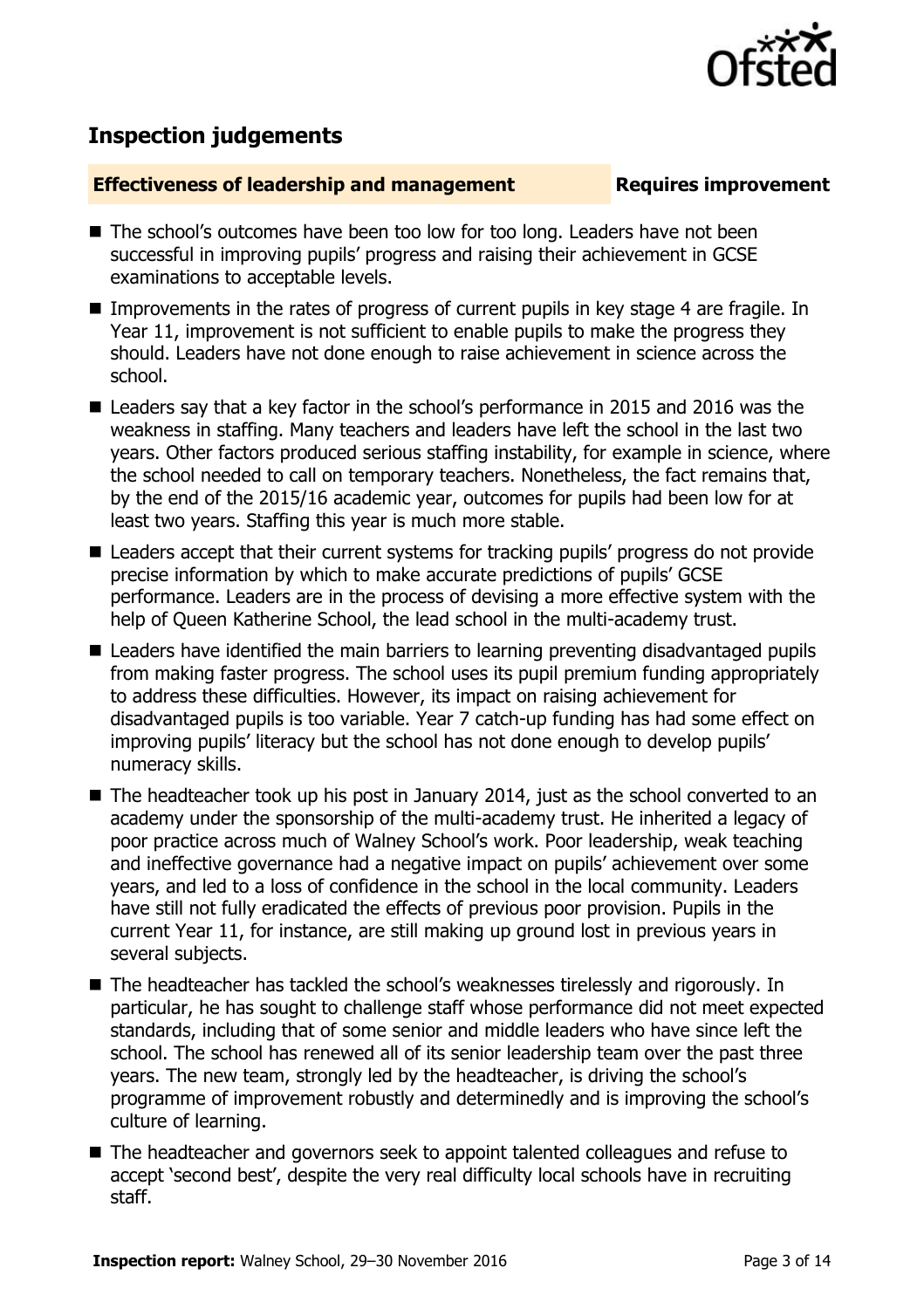## Inspection judgements

### Effectiveness of leadership and management — Requires improvement

- The school's outcomes have been too low for too long. Leaders have not been successful in improving pupils' progress and raising their achievement in GCSE examinations to acceptable levels.
- Improvements in the rates of progress of current pupils in key stage 4 are fragile. In Year 11, improvement is not sufficient to enable pupils to make the progress they should. Leaders have not done enough to raise achievement in science across the school.
- Leaders say that a key factor in the school's performance in 2015 and 2016 was the weakness in staffing. Many teachers and leaders have left the school in the last two years. Other factors produced serious staffing instability, for example in science, where the school needed to call on temporary teachers. Nonetheless, the fact remains that, by the end of the 2015/16 academic year, outcomes for pupils had been low for at least two years. Staffing this year is much more stable.
- Leaders accept that their current systems for tracking pupils' progress do not provide precise information by which to make accurate predictions of pupils' GCSE performance. Leaders are in the process of devising a more effective system with the help of Queen Katherine School, the lead school in the multi-academy trust.
- Leaders have identified the main barriers to learning preventing disadvantaged pupils from making faster progress. The school uses its pupil premium funding appropriately to address these difficulties. However, its impact on raising achievement for disadvantaged pupils is too variable. Year 7 catch-up funding has had some effect on improving pupils' literacy but the school has not done enough to develop pupils' numeracy skills.
- The headteacher took up his post in January 2014, just as the school converted to an academy under the sponsorship of the multi-academy trust. He inherited a legacy of poor practice across much of Walney School's work. Poor leadership, weak teaching and ineffective governance had a negative impact on pupils' achievement over some years, and led to a loss of confidence in the school in the local community. Leaders have still not fully eradicated the effects of previous poor provision. Pupils in the current Year 11, for instance, are still making up ground lost in previous years in several subjects.
- The headteacher has tackled the school's weaknesses tirelessly and rigorously. In particular, he has sought to challenge staff whose performance did not meet expected standards, including that of some senior and middle leaders who have since left the school. The school has renewed all of its senior leadership team over the past three years. The new team, strongly led by the headteacher, is driving the school's programme of improvement robustly and determinedly and is improving the school's culture of learning.
- The headteacher and governors seek to appoint talented colleagues and refuse to accept 'second best', despite the very real difficulty local schools have in recruiting staff.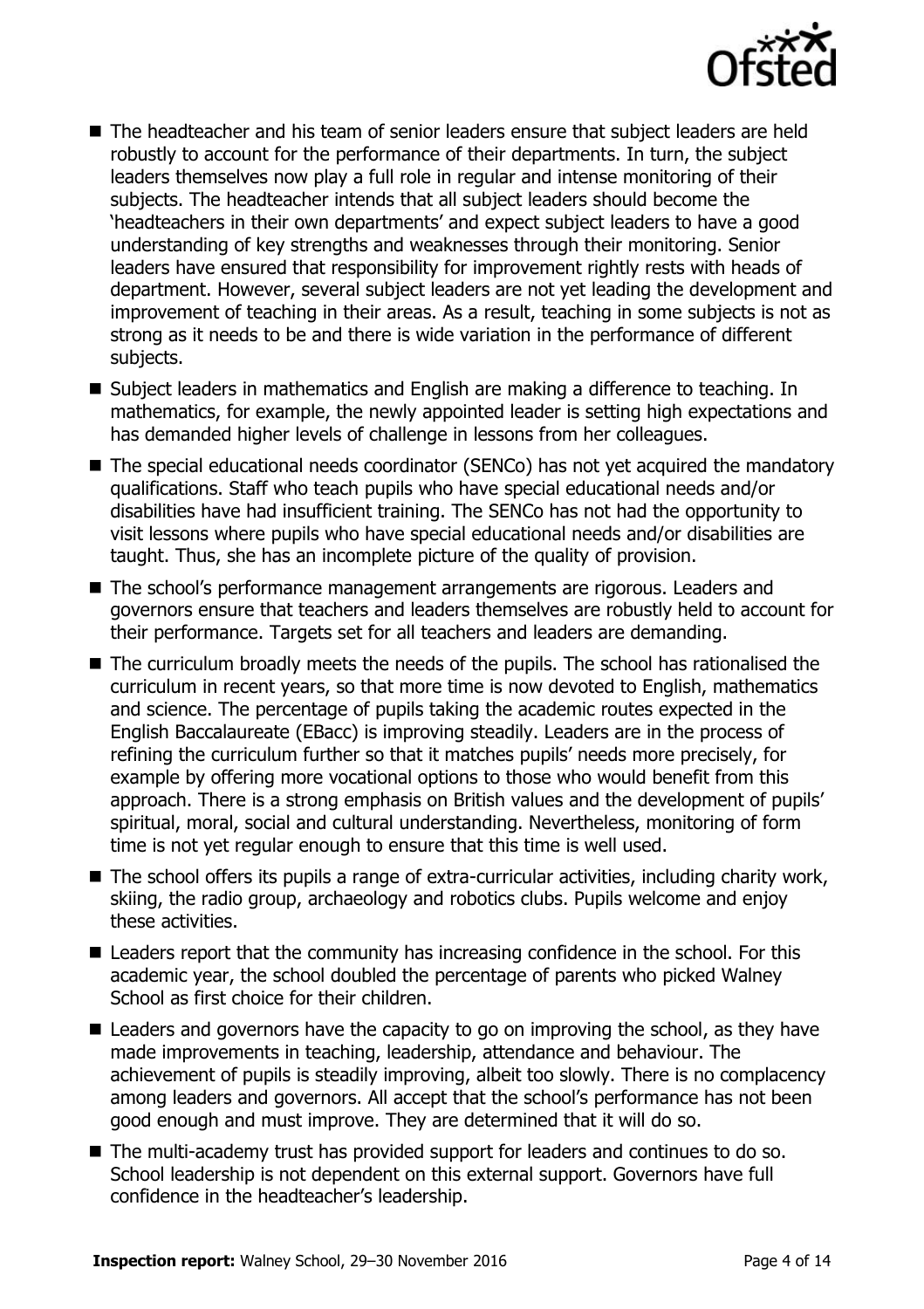- The headteacher and his team of senior leaders ensure that subject leaders are held robustly to account for the performance of their departments. In turn, the subject leaders themselves now play a full role in regular and intense monitoring of their subjects. The headteacher intends that all subject leaders should become the 'headteachers in their own departments' and expect subject leaders to have a good understanding of key strengths and weaknesses through their monitoring. Senior leaders have ensured that responsibility for improvement rightly rests with heads of department. However, several subject leaders are not yet leading the development and improvement of teaching in their areas. As a result, teaching in some subjects is not as strong as it needs to be and there is wide variation in the performance of different subjects.
- Subject leaders in mathematics and English are making a difference to teaching. In mathematics, for example, the newly appointed leader is setting high expectations and has demanded higher levels of challenge in lessons from her colleagues.
- The special educational needs coordinator (SENCo) has not yet acquired the mandatory qualifications. Staff who teach pupils who have special educational needs and/or disabilities have had insufficient training. The SENCo has not had the opportunity to visit lessons where pupils who have special educational needs and/or disabilities are taught. Thus, she has an incomplete picture of the quality of provision.
- The school's performance management arrangements are rigorous. Leaders and governors ensure that teachers and leaders themselves are robustly held to account for their performance. Targets set for all teachers and leaders are demanding.
- The curriculum broadly meets the needs of the pupils. The school has rationalised the curriculum in recent years, so that more time is now devoted to English, mathematics and science. The percentage of pupils taking the academic routes expected in the English Baccalaureate (EBacc) is improving steadily. Leaders are in the process of refining the curriculum further so that it matches pupils' needs more precisely, for example by offering more vocational options to those who would benefit from this approach. There is a strong emphasis on British values and the development of pupils' spiritual, moral, social and cultural understanding. Nevertheless, monitoring of form time is not yet regular enough to ensure that this time is well used.
- The school offers its pupils a range of extra-curricular activities, including charity work, skiing, the radio group, archaeology and robotics clubs. Pupils welcome and enjoy these activities.
- Leaders report that the community has increasing confidence in the school. For this academic year, the school doubled the percentage of parents who picked Walney School as first choice for their children.
- Leaders and governors have the capacity to go on improving the school, as they have made improvements in teaching, leadership, attendance and behaviour. The achievement of pupils is steadily improving, albeit too slowly. There is no complacency among leaders and governors. All accept that the school's performance has not been good enough and must improve. They are determined that it will do so.
- The multi-academy trust has provided support for leaders and continues to do so. School leadership is not dependent on this external support. Governors have full confidence in the headteacher's leadership.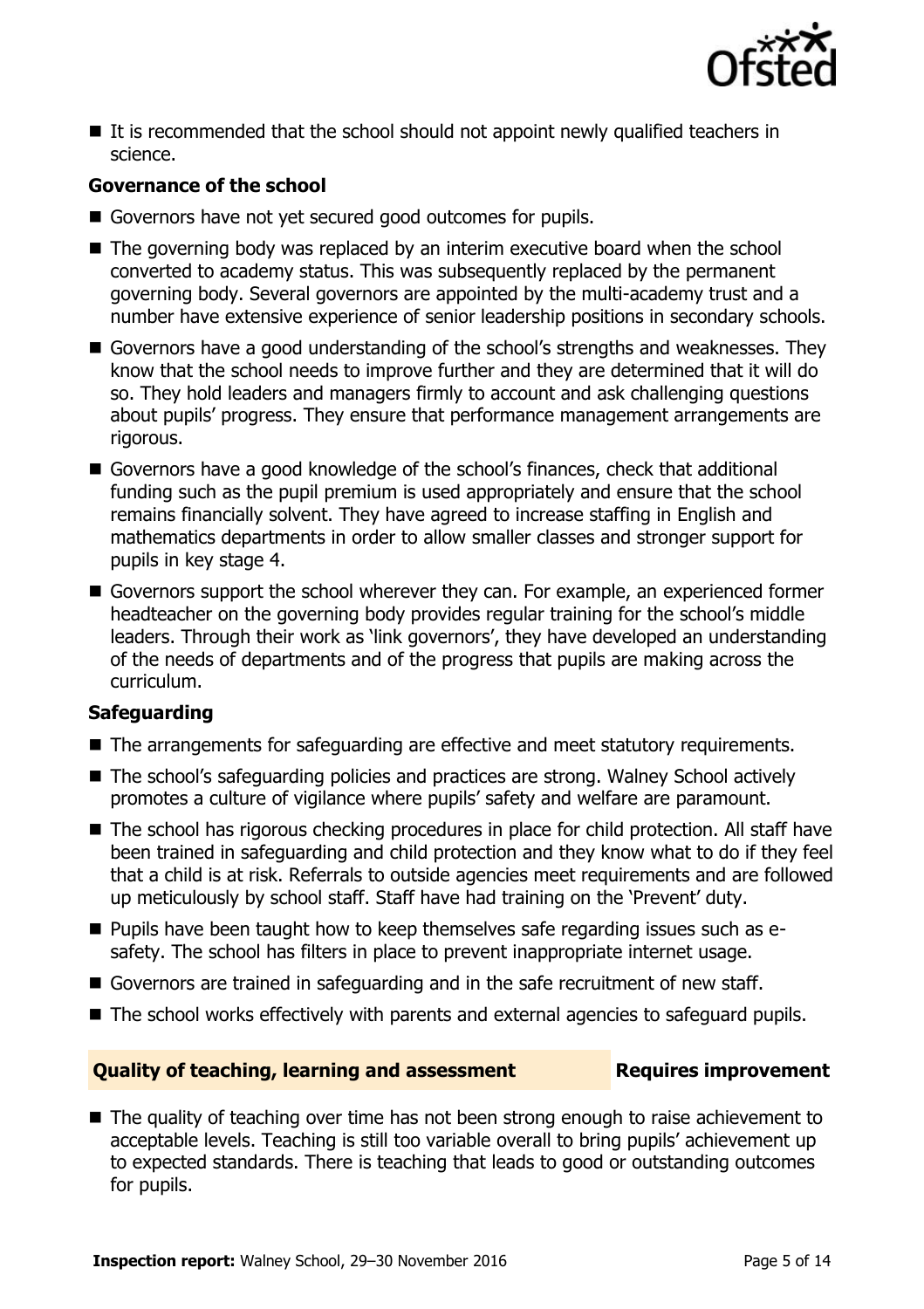- It is recommended that the school should not appoint newly qualified teachers in science.

### Governance of the school

- Governors have not yet secured good outcomes for pupils.
- The governing body was replaced by an interim executive board when the school converted to academy status. This was subsequently replaced by the permanent governing body. Several governors are appointed by the multi-academy trust and a number have extensive experience of senior leadership positions in secondary schools.
- Governors have a good understanding of the school's strengths and weaknesses. They know that the school needs to improve further and they are determined that it will do so. They hold leaders and managers firmly to account and ask challenging questions about pupils' progress. They ensure that performance management arrangements are rigorous.
- Governors have a good knowledge of the school's finances, check that additional funding such as the pupil premium is used appropriately and ensure that the school remains financially solvent. They have agreed to increase staffing in English and mathematics departments in order to allow smaller classes and stronger support for pupils in key stage 4.
- Governors support the school wherever they can. For example, an experienced former headteacher on the governing body provides regular training for the school's middle leaders. Through their work as 'link governors', they have developed an understanding of the needs of departments and of the progress that pupils are making across the curriculum.

### Safeguarding

- The arrangements for safeguarding are effective and meet statutory requirements.
- The school's safeguarding policies and practices are strong. Walney School actively promotes a culture of vigilance where pupils' safety and welfare are paramount.
- The school has rigorous checking procedures in place for child protection. All staff have been trained in safeguarding and child protection and they know what to do if they feel that a child is at risk. Referrals to outside agencies meet requirements and are followed up meticulously by school staff. Staff have had training on the 'Prevent' duty.
- Pupils have been taught how to keep themselves safe regarding issues such as e-safety. The school has filters in place to prevent inappropriate internet usage.
- Governors are trained in safeguarding and in the safe recruitment of new staff.
- The school works effectively with parents and external agencies to safeguard pupils.

## Quality of teaching, learning and assessment — Requires improvement

- The quality of teaching over time has not been strong enough to raise achievement to acceptable levels. Teaching is still too variable overall to bring pupils' achievement up to expected standards. There is teaching that leads to good or outstanding outcomes for pupils.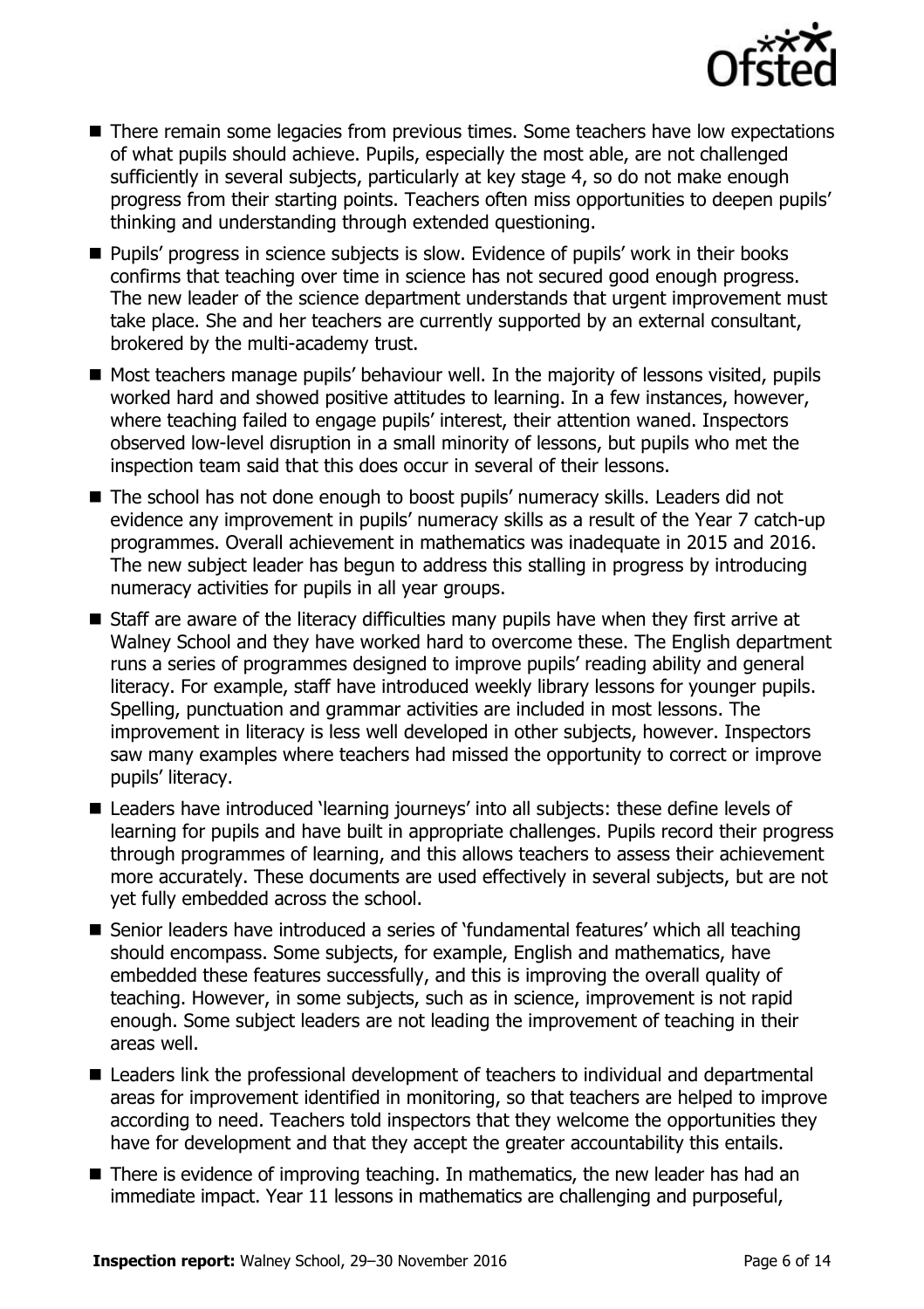- There remain some legacies from previous times. Some teachers have low expectations of what pupils should achieve. Pupils, especially the most able, are not challenged sufficiently in several subjects, particularly at key stage 4, so do not make enough progress from their starting points. Teachers often miss opportunities to deepen pupils' thinking and understanding through extended questioning.
- Pupils' progress in science subjects is slow. Evidence of pupils' work in their books confirms that teaching over time in science has not secured good enough progress. The new leader of the science department understands that urgent improvement must take place. She and her teachers are currently supported by an external consultant, brokered by the multi-academy trust.
- Most teachers manage pupils' behaviour well. In the majority of lessons visited, pupils worked hard and showed positive attitudes to learning. In a few instances, however, where teaching failed to engage pupils' interest, their attention waned. Inspectors observed low-level disruption in a small minority of lessons, but pupils who met the inspection team said that this does occur in several of their lessons.
- The school has not done enough to boost pupils' numeracy skills. Leaders did not evidence any improvement in pupils' numeracy skills as a result of the Year 7 catch-up programmes. Overall achievement in mathematics was inadequate in 2015 and 2016. The new subject leader has begun to address this stalling in progress by introducing numeracy activities for pupils in all year groups.
- Staff are aware of the literacy difficulties many pupils have when they first arrive at Walney School and they have worked hard to overcome these. The English department runs a series of programmes designed to improve pupils' reading ability and general literacy. For example, staff have introduced weekly library lessons for younger pupils. Spelling, punctuation and grammar activities are included in most lessons. The improvement in literacy is less well developed in other subjects, however. Inspectors saw many examples where teachers had missed the opportunity to correct or improve pupils' literacy.
- Leaders have introduced 'learning journeys' into all subjects: these define levels of learning for pupils and have built in appropriate challenges. Pupils record their progress through programmes of learning, and this allows teachers to assess their achievement more accurately. These documents are used effectively in several subjects, but are not yet fully embedded across the school.
- Senior leaders have introduced a series of 'fundamental features' which all teaching should encompass. Some subjects, for example, English and mathematics, have embedded these features successfully, and this is improving the overall quality of teaching. However, in some subjects, such as in science, improvement is not rapid enough. Some subject leaders are not leading the improvement of teaching in their areas well.
- Leaders link the professional development of teachers to individual and departmental areas for improvement identified in monitoring, so that teachers are helped to improve according to need. Teachers told inspectors that they welcome the opportunities they have for development and that they accept the greater accountability this entails.
- There is evidence of improving teaching. In mathematics, the new leader has had an immediate impact. Year 11 lessons in mathematics are challenging and purposeful,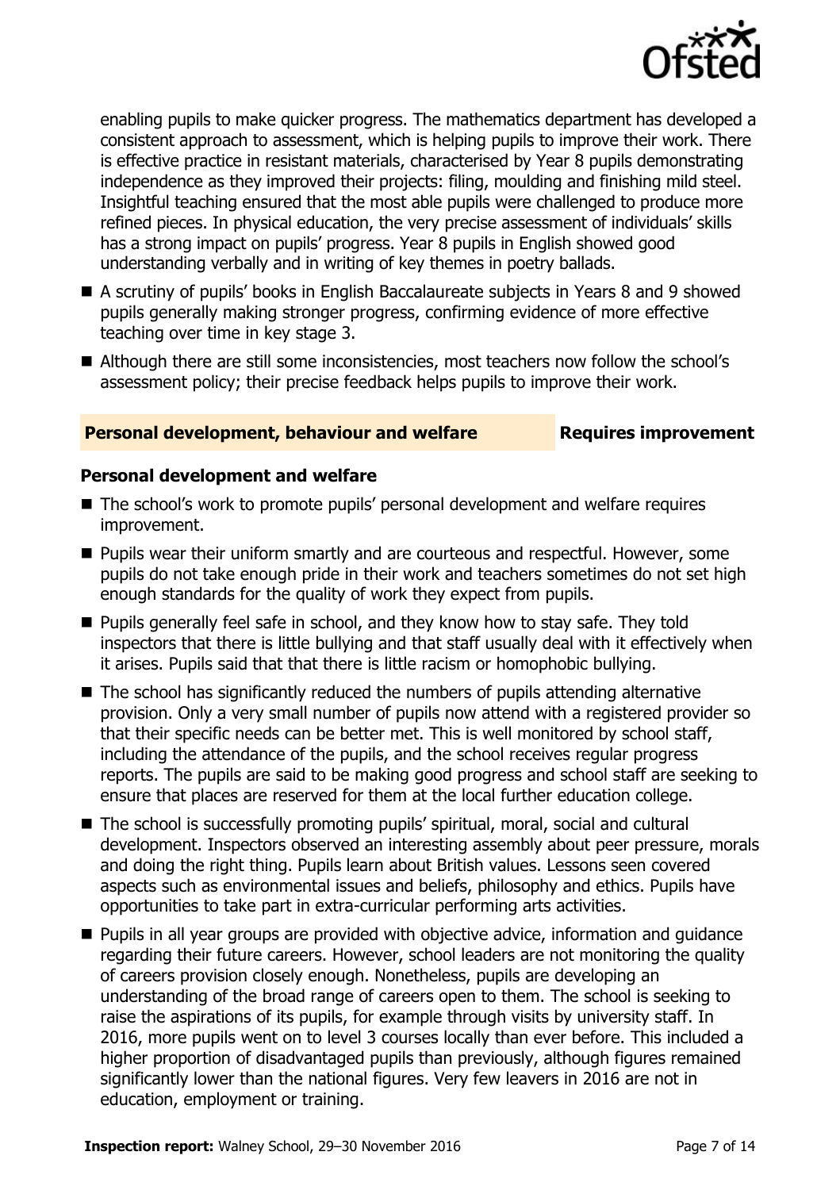enabling pupils to make quicker progress. The mathematics department has developed a consistent approach to assessment, which is helping pupils to improve their work. There is effective practice in resistant materials, characterised by Year 8 pupils demonstrating independence as they improved their projects: filing, moulding and finishing mild steel. Insightful teaching ensured that the most able pupils were challenged to produce more refined pieces. In physical education, the very precise assessment of individuals' skills has a strong impact on pupils' progress. Year 8 pupils in English showed good understanding verbally and in writing of key themes in poetry ballads.

- A scrutiny of pupils' books in English Baccalaureate subjects in Years 8 and 9 showed pupils generally making stronger progress, confirming evidence of more effective teaching over time in key stage 3.
- Although there are still some inconsistencies, most teachers now follow the school's assessment policy; their precise feedback helps pupils to improve their work.

## Personal development, behaviour and welfare — Requires improvement

### Personal development and welfare

- The school's work to promote pupils' personal development and welfare requires improvement.
- Pupils wear their uniform smartly and are courteous and respectful. However, some pupils do not take enough pride in their work and teachers sometimes do not set high enough standards for the quality of work they expect from pupils.
- Pupils generally feel safe in school, and they know how to stay safe. They told inspectors that there is little bullying and that staff usually deal with it effectively when it arises. Pupils said that that there is little racism or homophobic bullying.
- The school has significantly reduced the numbers of pupils attending alternative provision. Only a very small number of pupils now attend with a registered provider so that their specific needs can be better met. This is well monitored by school staff, including the attendance of the pupils, and the school receives regular progress reports. The pupils are said to be making good progress and school staff are seeking to ensure that places are reserved for them at the local further education college.
- The school is successfully promoting pupils' spiritual, moral, social and cultural development. Inspectors observed an interesting assembly about peer pressure, morals and doing the right thing. Pupils learn about British values. Lessons seen covered aspects such as environmental issues and beliefs, philosophy and ethics. Pupils have opportunities to take part in extra-curricular performing arts activities.
- Pupils in all year groups are provided with objective advice, information and guidance regarding their future careers. However, school leaders are not monitoring the quality of careers provision closely enough. Nonetheless, pupils are developing an understanding of the broad range of careers open to them. The school is seeking to raise the aspirations of its pupils, for example through visits by university staff. In 2016, more pupils went on to level 3 courses locally than ever before. This included a higher proportion of disadvantaged pupils than previously, although figures remained significantly lower than the national figures. Very few leavers in 2016 are not in education, employment or training.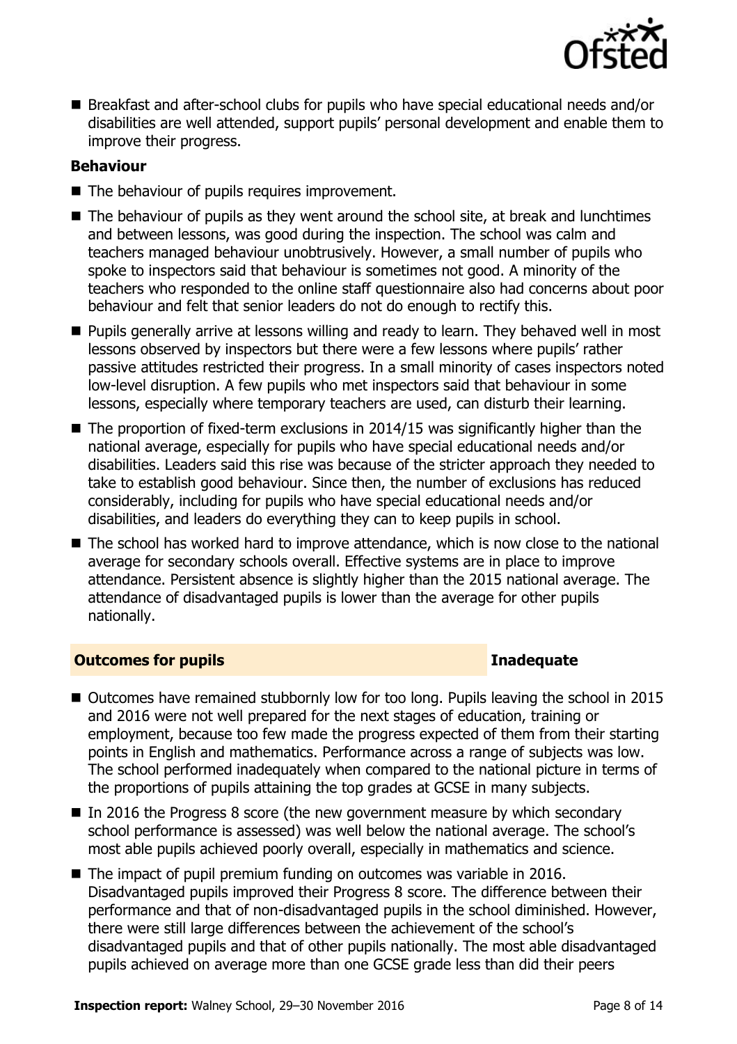- Breakfast and after-school clubs for pupils who have special educational needs and/or disabilities are well attended, support pupils' personal development and enable them to improve their progress.

**Behaviour**

- The behaviour of pupils requires improvement.
- The behaviour of pupils as they went around the school site, at break and lunchtimes and between lessons, was good during the inspection. The school was calm and teachers managed behaviour unobtrusively. However, a small number of pupils who spoke to inspectors said that behaviour is sometimes not good. A minority of the teachers who responded to the online staff questionnaire also had concerns about poor behaviour and felt that senior leaders do not do enough to rectify this.
- Pupils generally arrive at lessons willing and ready to learn. They behaved well in most lessons observed by inspectors but there were a few lessons where pupils' rather passive attitudes restricted their progress. In a small minority of cases inspectors noted low-level disruption. A few pupils who met inspectors said that behaviour in some lessons, especially where temporary teachers are used, can disturb their learning.
- The proportion of fixed-term exclusions in 2014/15 was significantly higher than the national average, especially for pupils who have special educational needs and/or disabilities. Leaders said this rise was because of the stricter approach they needed to take to establish good behaviour. Since then, the number of exclusions has reduced considerably, including for pupils who have special educational needs and/or disabilities, and leaders do everything they can to keep pupils in school.
- The school has worked hard to improve attendance, which is now close to the national average for secondary schools overall. Effective systems are in place to improve attendance. Persistent absence is slightly higher than the 2015 national average. The attendance of disadvantaged pupils is lower than the average for other pupils nationally.

## Outcomes for pupils — Inadequate

- Outcomes have remained stubbornly low for too long. Pupils leaving the school in 2015 and 2016 were not well prepared for the next stages of education, training or employment, because too few made the progress expected of them from their starting points in English and mathematics. Performance across a range of subjects was low. The school performed inadequately when compared to the national picture in terms of the proportions of pupils attaining the top grades at GCSE in many subjects.
- In 2016 the Progress 8 score (the new government measure by which secondary school performance is assessed) was well below the national average. The school's most able pupils achieved poorly overall, especially in mathematics and science.
- The impact of pupil premium funding on outcomes was variable in 2016. Disadvantaged pupils improved their Progress 8 score. The difference between their performance and that of non-disadvantaged pupils in the school diminished. However, there were still large differences between the achievement of the school's disadvantaged pupils and that of other pupils nationally. The most able disadvantaged pupils achieved on average more than one GCSE grade less than did their peers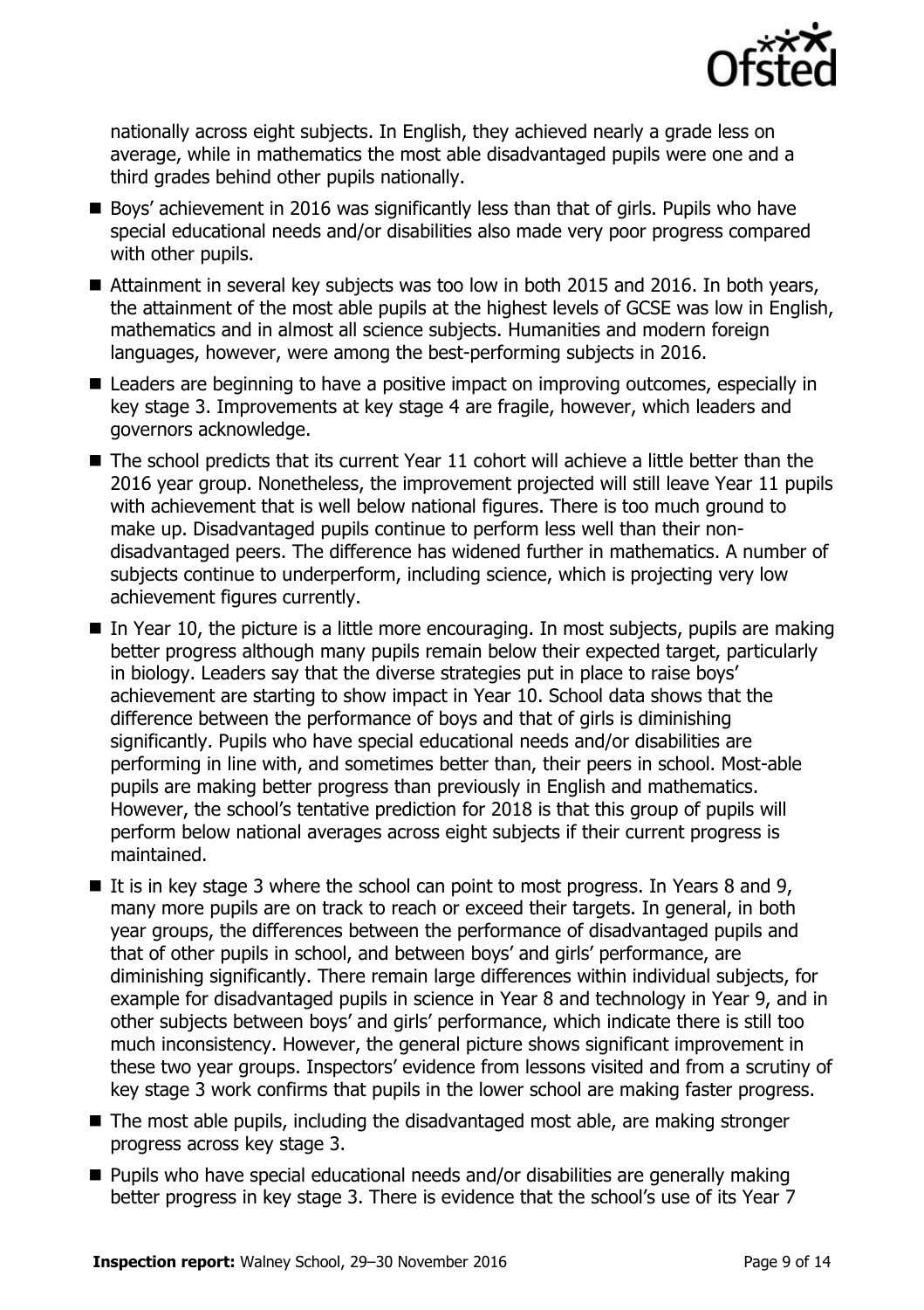nationally across eight subjects. In English, they achieved nearly a grade less on average, while in mathematics the most able disadvantaged pupils were one and a third grades behind other pupils nationally.

- Boys' achievement in 2016 was significantly less than that of girls. Pupils who have special educational needs and/or disabilities also made very poor progress compared with other pupils.
- Attainment in several key subjects was too low in both 2015 and 2016. In both years, the attainment of the most able pupils at the highest levels of GCSE was low in English, mathematics and in almost all science subjects. Humanities and modern foreign languages, however, were among the best-performing subjects in 2016.
- Leaders are beginning to have a positive impact on improving outcomes, especially in key stage 3. Improvements at key stage 4 are fragile, however, which leaders and governors acknowledge.
- The school predicts that its current Year 11 cohort will achieve a little better than the 2016 year group. Nonetheless, the improvement projected will still leave Year 11 pupils with achievement that is well below national figures. There is too much ground to make up. Disadvantaged pupils continue to perform less well than their non-disadvantaged peers. The difference has widened further in mathematics. A number of subjects continue to underperform, including science, which is projecting very low achievement figures currently.
- In Year 10, the picture is a little more encouraging. In most subjects, pupils are making better progress although many pupils remain below their expected target, particularly in biology. Leaders say that the diverse strategies put in place to raise boys' achievement are starting to show impact in Year 10. School data shows that the difference between the performance of boys and that of girls is diminishing significantly. Pupils who have special educational needs and/or disabilities are performing in line with, and sometimes better than, their peers in school. Most-able pupils are making better progress than previously in English and mathematics. However, the school's tentative prediction for 2018 is that this group of pupils will perform below national averages across eight subjects if their current progress is maintained.
- It is in key stage 3 where the school can point to most progress. In Years 8 and 9, many more pupils are on track to reach or exceed their targets. In general, in both year groups, the differences between the performance of disadvantaged pupils and that of other pupils in school, and between boys' and girls' performance, are diminishing significantly. There remain large differences within individual subjects, for example for disadvantaged pupils in science in Year 8 and technology in Year 9, and in other subjects between boys' and girls' performance, which indicate there is still too much inconsistency. However, the general picture shows significant improvement in these two year groups. Inspectors' evidence from lessons visited and from a scrutiny of key stage 3 work confirms that pupils in the lower school are making faster progress.
- The most able pupils, including the disadvantaged most able, are making stronger progress across key stage 3.
- Pupils who have special educational needs and/or disabilities are generally making better progress in key stage 3. There is evidence that the school's use of its Year 7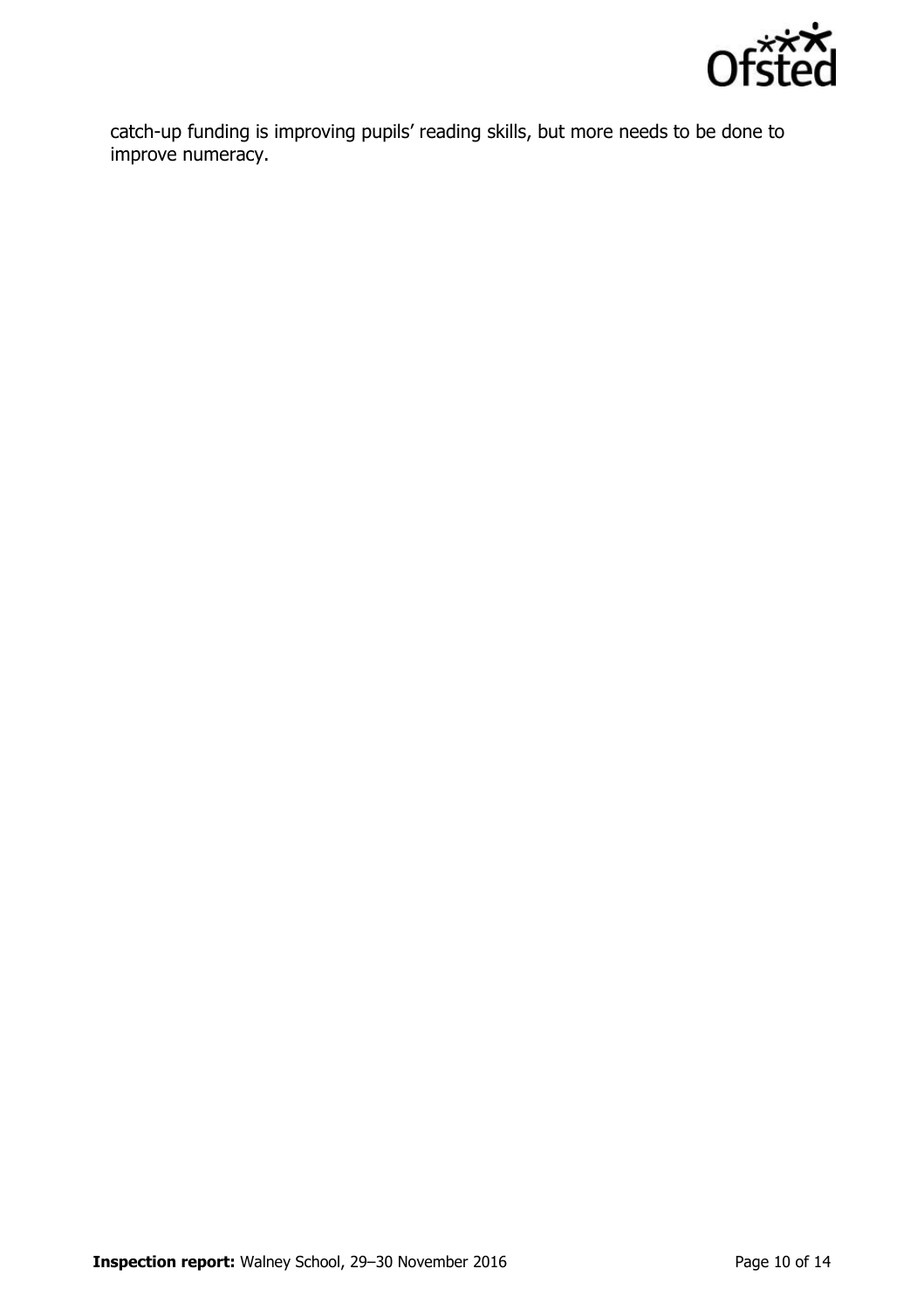catch-up funding is improving pupils' reading skills, but more needs to be done to improve numeracy.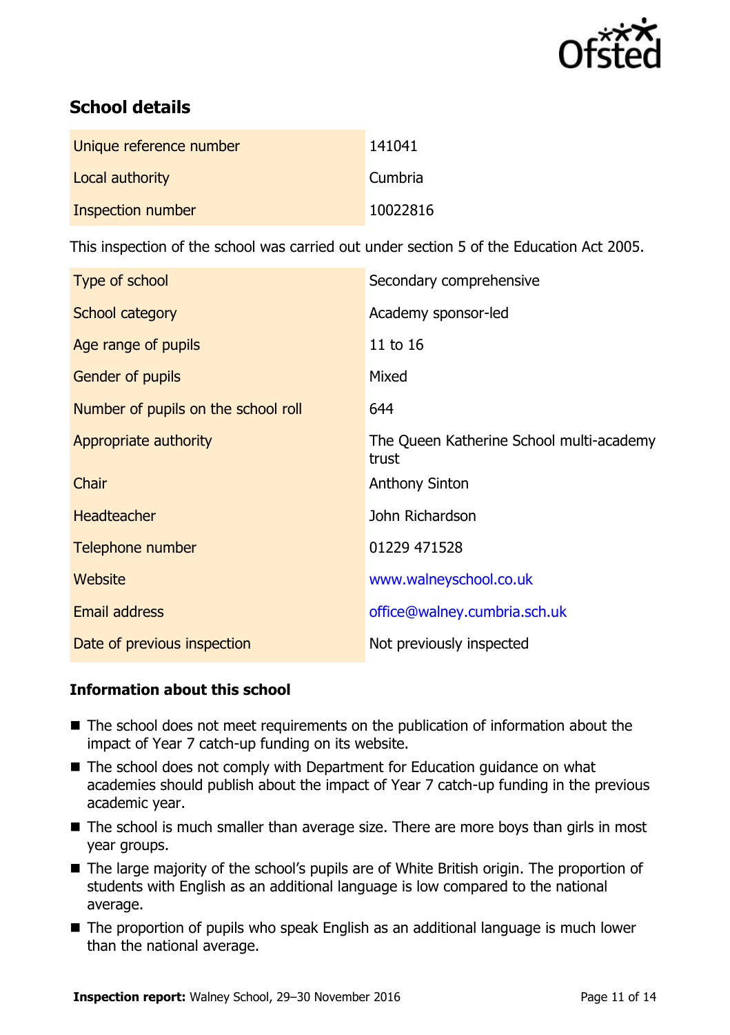## School details

| | |
|---|---|
| Unique reference number | 141041 |
| Local authority | Cumbria |
| Inspection number | 10022816 |

This inspection of the school was carried out under section 5 of the Education Act 2005.

| | |
|---|---|
| Type of school | Secondary comprehensive |
| School category | Academy sponsor-led |
| Age range of pupils | 11 to 16 |
| Gender of pupils | Mixed |
| Number of pupils on the school roll | 644 |
| Appropriate authority | The Queen Katherine School multi-academy trust |
| Chair | Anthony Sinton |
| Headteacher | John Richardson |
| Telephone number | 01229 471528 |
| Website | www.walneyschool.co.uk |
| Email address | office@walney.cumbria.sch.uk |
| Date of previous inspection | Not previously inspected |

### Information about this school

- The school does not meet requirements on the publication of information about the impact of Year 7 catch-up funding on its website.
- The school does not comply with Department for Education guidance on what academies should publish about the impact of Year 7 catch-up funding in the previous academic year.
- The school is much smaller than average size. There are more boys than girls in most year groups.
- The large majority of the school's pupils are of White British origin. The proportion of students with English as an additional language is low compared to the national average.
- The proportion of pupils who speak English as an additional language is much lower than the national average.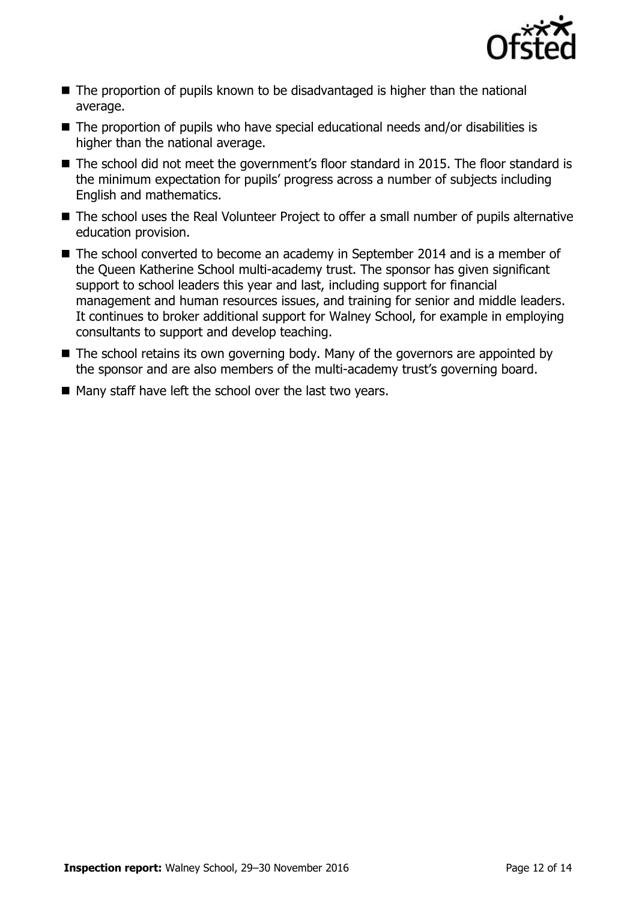- The proportion of pupils known to be disadvantaged is higher than the national average.
- The proportion of pupils who have special educational needs and/or disabilities is higher than the national average.
- The school did not meet the government's floor standard in 2015. The floor standard is the minimum expectation for pupils' progress across a number of subjects including English and mathematics.
- The school uses the Real Volunteer Project to offer a small number of pupils alternative education provision.
- The school converted to become an academy in September 2014 and is a member of the Queen Katherine School multi-academy trust. The sponsor has given significant support to school leaders this year and last, including support for financial management and human resources issues, and training for senior and middle leaders. It continues to broker additional support for Walney School, for example in employing consultants to support and develop teaching.
- The school retains its own governing body. Many of the governors are appointed by the sponsor and are also members of the multi-academy trust's governing board.
- Many staff have left the school over the last two years.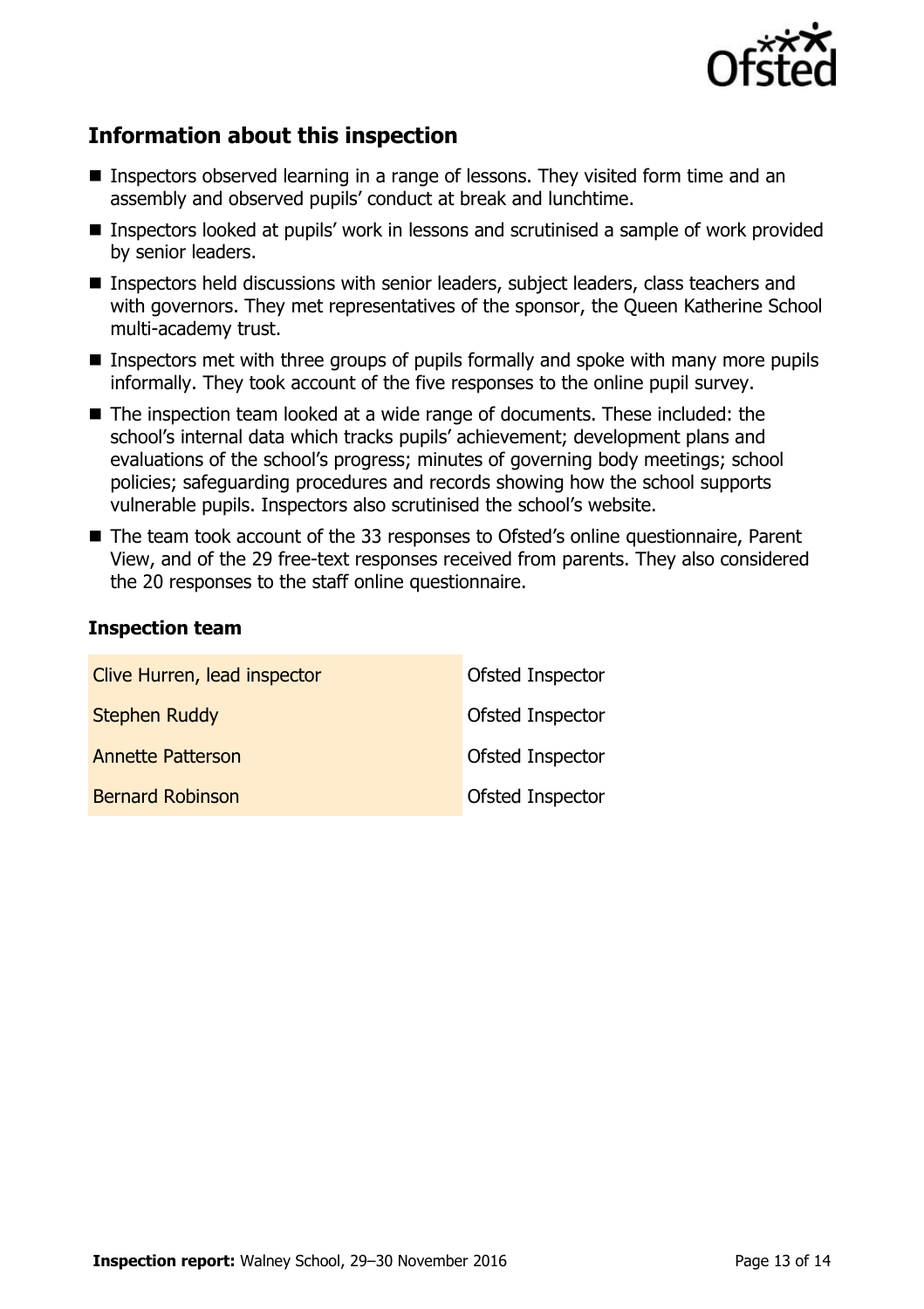## Information about this inspection

- Inspectors observed learning in a range of lessons. They visited form time and an assembly and observed pupils' conduct at break and lunchtime.
- Inspectors looked at pupils' work in lessons and scrutinised a sample of work provided by senior leaders.
- Inspectors held discussions with senior leaders, subject leaders, class teachers and with governors. They met representatives of the sponsor, the Queen Katherine School multi-academy trust.
- Inspectors met with three groups of pupils formally and spoke with many more pupils informally. They took account of the five responses to the online pupil survey.
- The inspection team looked at a wide range of documents. These included: the school's internal data which tracks pupils' achievement; development plans and evaluations of the school's progress; minutes of governing body meetings; school policies; safeguarding procedures and records showing how the school supports vulnerable pupils. Inspectors also scrutinised the school's website.
- The team took account of the 33 responses to Ofsted's online questionnaire, Parent View, and of the 29 free-text responses received from parents. They also considered the 20 responses to the staff online questionnaire.

### Inspection team

| | |
|---|---|
| Clive Hurren, lead inspector | Ofsted Inspector |
| Stephen Ruddy | Ofsted Inspector |
| Annette Patterson | Ofsted Inspector |
| Bernard Robinson | Ofsted Inspector |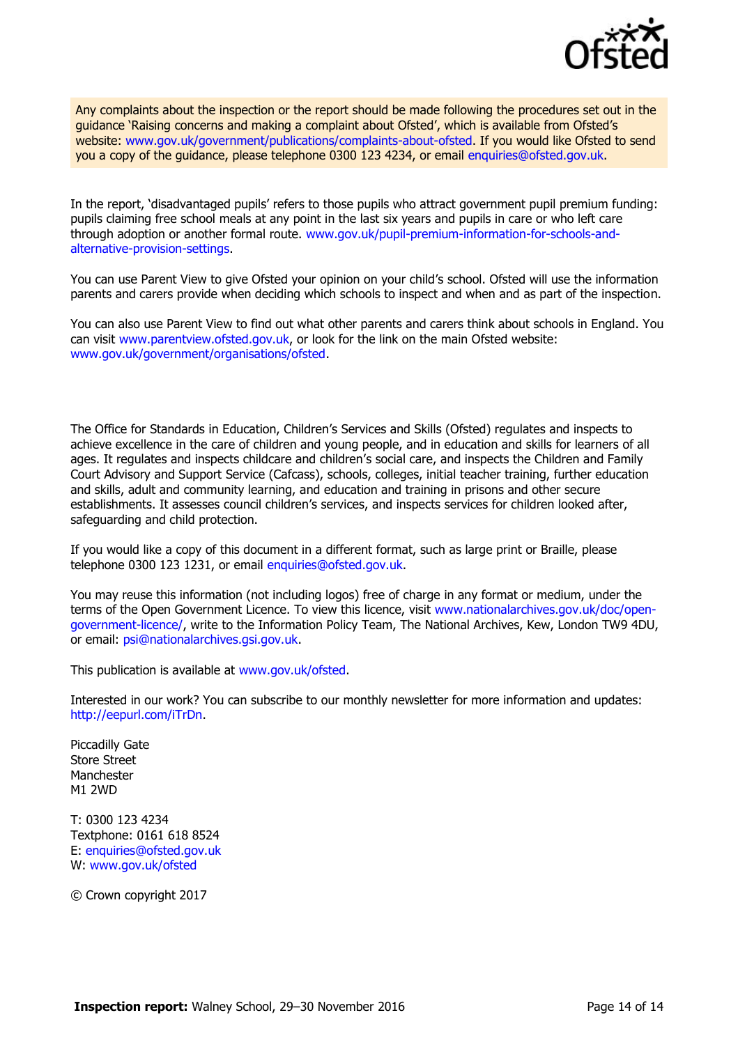Any complaints about the inspection or the report should be made following the procedures set out in the guidance 'Raising concerns and making a complaint about Ofsted', which is available from Ofsted's website: www.gov.uk/government/publications/complaints-about-ofsted. If you would like Ofsted to send you a copy of the guidance, please telephone 0300 123 4234, or email enquiries@ofsted.gov.uk.

In the report, 'disadvantaged pupils' refers to those pupils who attract government pupil premium funding: pupils claiming free school meals at any point in the last six years and pupils in care or who left care through adoption or another formal route. www.gov.uk/pupil-premium-information-for-schools-and-alternative-provision-settings.

You can use Parent View to give Ofsted your opinion on your child's school. Ofsted will use the information parents and carers provide when deciding which schools to inspect and when and as part of the inspection.

You can also use Parent View to find out what other parents and carers think about schools in England. You can visit www.parentview.ofsted.gov.uk, or look for the link on the main Ofsted website: www.gov.uk/government/organisations/ofsted.

The Office for Standards in Education, Children's Services and Skills (Ofsted) regulates and inspects to achieve excellence in the care of children and young people, and in education and skills for learners of all ages. It regulates and inspects childcare and children's social care, and inspects the Children and Family Court Advisory and Support Service (Cafcass), schools, colleges, initial teacher training, further education and skills, adult and community learning, and education and training in prisons and other secure establishments. It assesses council children's services, and inspects services for children looked after, safeguarding and child protection.

If you would like a copy of this document in a different format, such as large print or Braille, please telephone 0300 123 1231, or email enquiries@ofsted.gov.uk.

You may reuse this information (not including logos) free of charge in any format or medium, under the terms of the Open Government Licence. To view this licence, visit www.nationalarchives.gov.uk/doc/open-government-licence/, write to the Information Policy Team, The National Archives, Kew, London TW9 4DU, or email: psi@nationalarchives.gsi.gov.uk.

This publication is available at www.gov.uk/ofsted.

Interested in our work? You can subscribe to our monthly newsletter for more information and updates: http://eepurl.com/iTrDn.

Piccadilly Gate  
Store Street  
Manchester  
M1 2WD

T: 0300 123 4234  
Textphone: 0161 618 8524  
E: enquiries@ofsted.gov.uk  
W: www.gov.uk/ofsted

© Crown copyright 2017